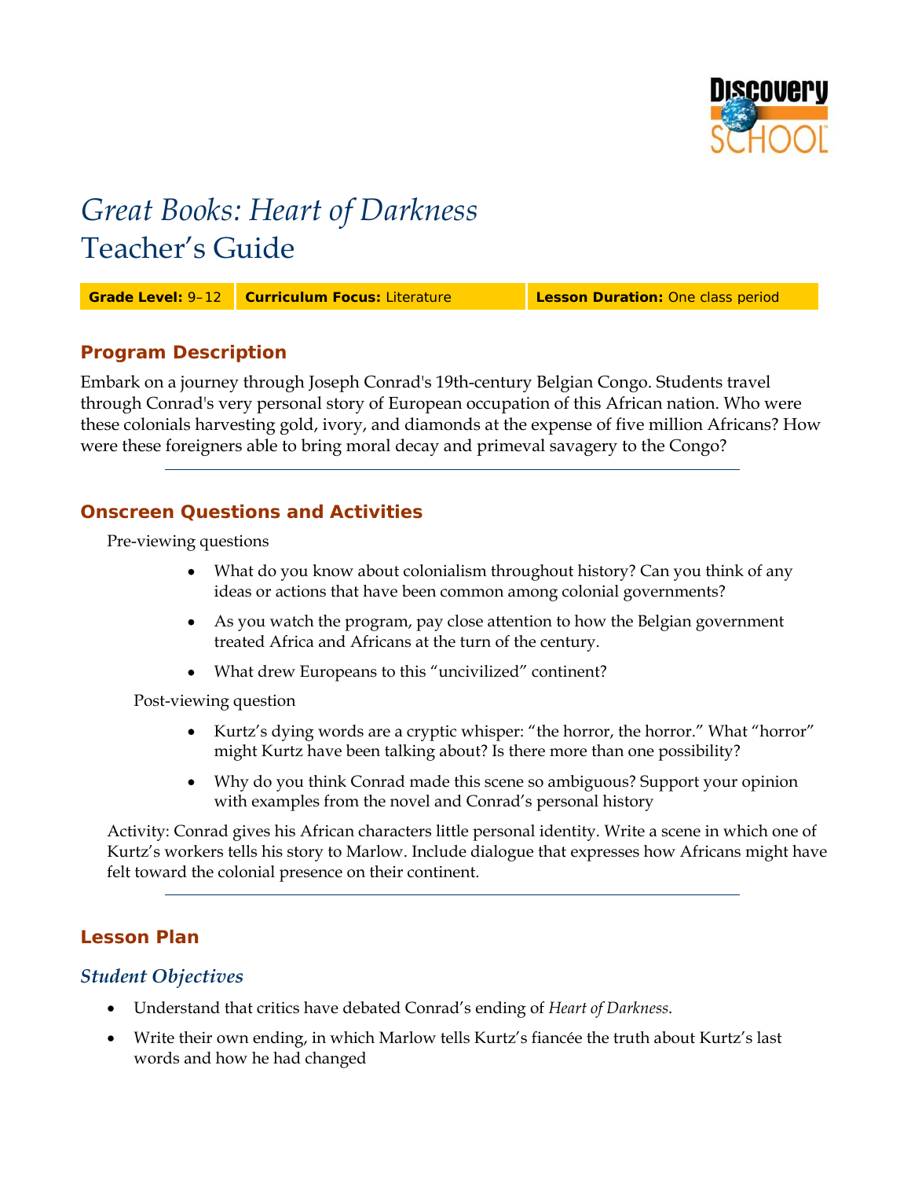# *Great Books: Heart of Darkness*
# Teacher's Guide

| **Grade Level:** 9–12 | **Curriculum Focus:** Literature | **Lesson Duration:** One class period |
|---|---|---|

## Program Description

Embark on a journey through Joseph Conrad's 19th-century Belgian Congo. Students travel through Conrad's very personal story of European occupation of this African nation. Who were these colonials harvesting gold, ivory, and diamonds at the expense of five million Africans? How were these foreigners able to bring moral decay and primeval savagery to the Congo?

---

## Onscreen Questions and Activities

Pre-viewing questions

- What do you know about colonialism throughout history? Can you think of any ideas or actions that have been common among colonial governments?
- As you watch the program, pay close attention to how the Belgian government treated Africa and Africans at the turn of the century.
- What drew Europeans to this "uncivilized" continent?

Post-viewing question

- Kurtz's dying words are a cryptic whisper: "the horror, the horror." What "horror" might Kurtz have been talking about? Is there more than one possibility?
- Why do you think Conrad made this scene so ambiguous? Support your opinion with examples from the novel and Conrad's personal history

Activity: Conrad gives his African characters little personal identity. Write a scene in which one of Kurtz's workers tells his story to Marlow. Include dialogue that expresses how Africans might have felt toward the colonial presence on their continent.

---

## Lesson Plan

### *Student Objectives*

- Understand that critics have debated Conrad's ending of *Heart of Darkness*.
- Write their own ending, in which Marlow tells Kurtz's fiancée the truth about Kurtz's last words and how he had changed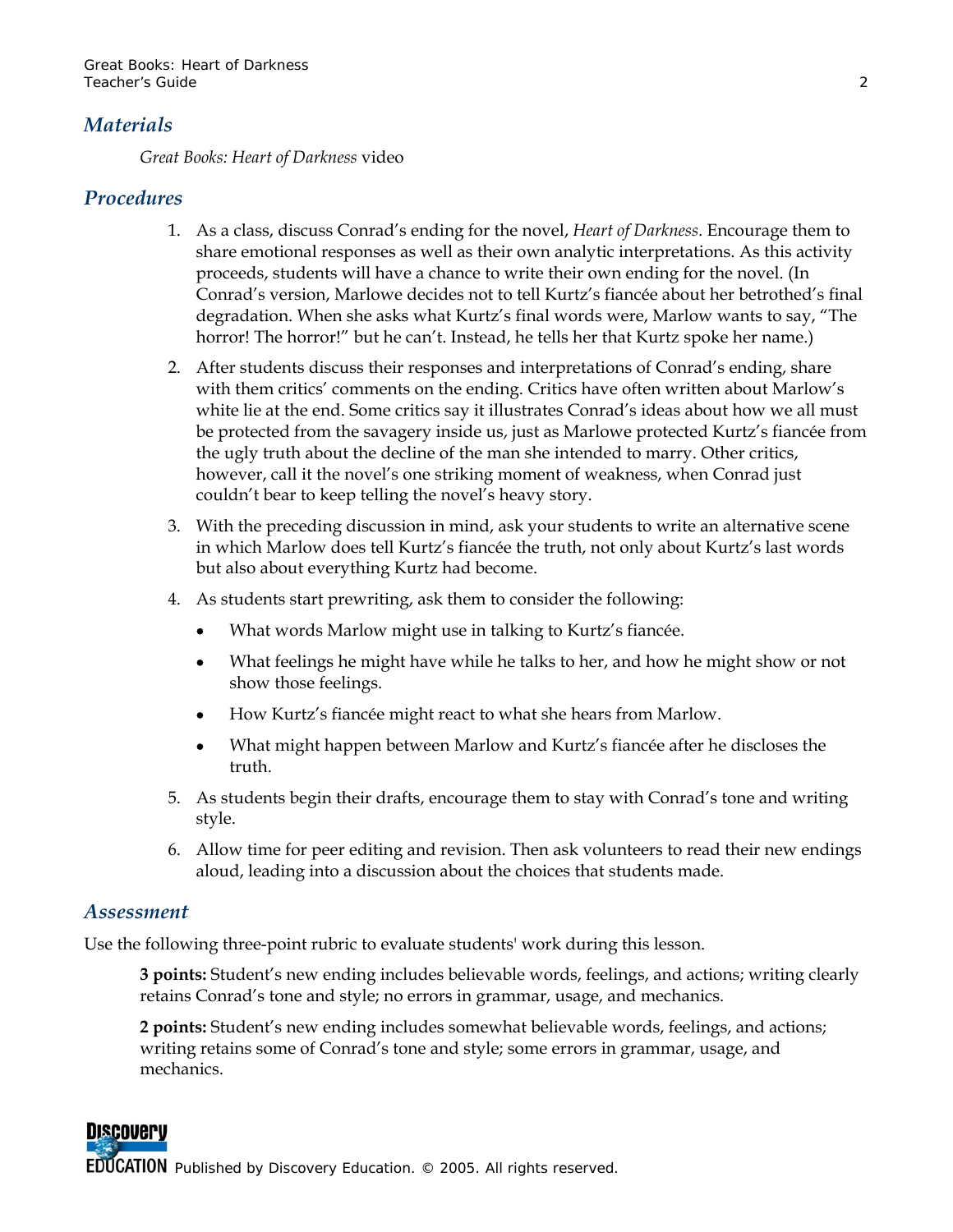## Materials

*Great Books: Heart of Darkness* video

## Procedures

1. As a class, discuss Conrad's ending for the novel, *Heart of Darkness*. Encourage them to share emotional responses as well as their own analytic interpretations. As this activity proceeds, students will have a chance to write their own ending for the novel. (In Conrad's version, Marlowe decides not to tell Kurtz's fiancée about her betrothed's final degradation. When she asks what Kurtz's final words were, Marlow wants to say, "The horror! The horror!" but he can't. Instead, he tells her that Kurtz spoke her name.)
2. After students discuss their responses and interpretations of Conrad's ending, share with them critics' comments on the ending. Critics have often written about Marlow's white lie at the end. Some critics say it illustrates Conrad's ideas about how we all must be protected from the savagery inside us, just as Marlowe protected Kurtz's fiancée from the ugly truth about the decline of the man she intended to marry. Other critics, however, call it the novel's one striking moment of weakness, when Conrad just couldn't bear to keep telling the novel's heavy story.
3. With the preceding discussion in mind, ask your students to write an alternative scene in which Marlow does tell Kurtz's fiancée the truth, not only about Kurtz's last words but also about everything Kurtz had become.
4. As students start prewriting, ask them to consider the following:
   - What words Marlow might use in talking to Kurtz's fiancée.
   - What feelings he might have while he talks to her, and how he might show or not show those feelings.
   - How Kurtz's fiancée might react to what she hears from Marlow.
   - What might happen between Marlow and Kurtz's fiancée after he discloses the truth.
5. As students begin their drafts, encourage them to stay with Conrad's tone and writing style.
6. Allow time for peer editing and revision. Then ask volunteers to read their new endings aloud, leading into a discussion about the choices that students made.

## Assessment

Use the following three-point rubric to evaluate students' work during this lesson.

**3 points:** Student's new ending includes believable words, feelings, and actions; writing clearly retains Conrad's tone and style; no errors in grammar, usage, and mechanics.

**2 points:** Student's new ending includes somewhat believable words, feelings, and actions; writing retains some of Conrad's tone and style; some errors in grammar, usage, and mechanics.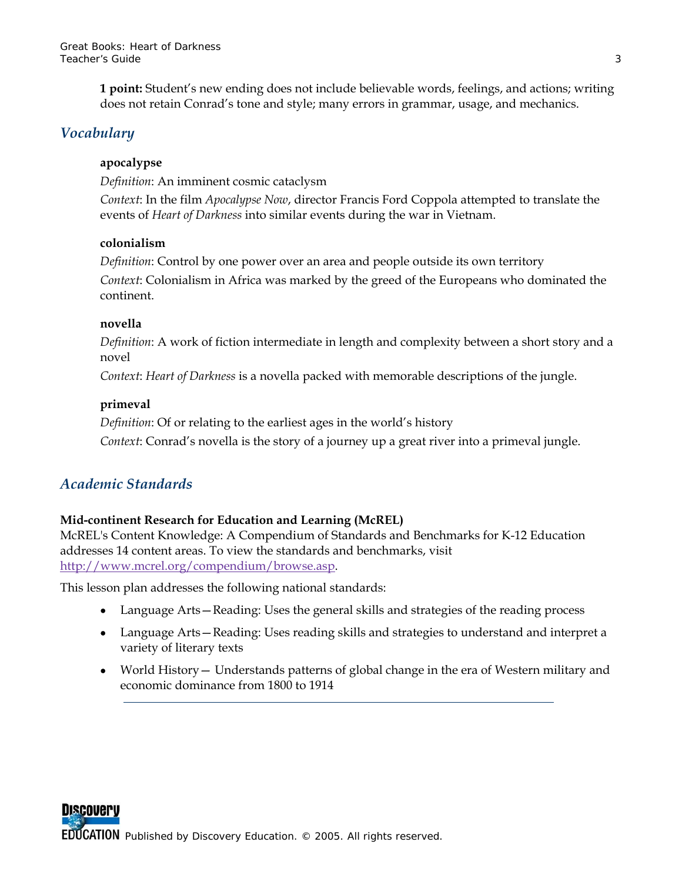**1 point:** Student's new ending does not include believable words, feelings, and actions; writing does not retain Conrad's tone and style; many errors in grammar, usage, and mechanics.

## *Vocabulary*

**apocalypse**

*Definition*: An imminent cosmic cataclysm

*Context*: In the film *Apocalypse Now*, director Francis Ford Coppola attempted to translate the events of *Heart of Darkness* into similar events during the war in Vietnam.

**colonialism**

*Definition*: Control by one power over an area and people outside its own territory

*Context*: Colonialism in Africa was marked by the greed of the Europeans who dominated the continent.

**novella**

*Definition*: A work of fiction intermediate in length and complexity between a short story and a novel

*Context*: *Heart of Darkness* is a novella packed with memorable descriptions of the jungle.

**primeval**

*Definition*: Of or relating to the earliest ages in the world's history

*Context*: Conrad's novella is the story of a journey up a great river into a primeval jungle.

## *Academic Standards*

**Mid-continent Research for Education and Learning (McREL)**

McREL's Content Knowledge: A Compendium of Standards and Benchmarks for K-12 Education addresses 14 content areas. To view the standards and benchmarks, visit http://www.mcrel.org/compendium/browse.asp.

This lesson plan addresses the following national standards:

- Language Arts—Reading: Uses the general skills and strategies of the reading process
- Language Arts—Reading: Uses reading skills and strategies to understand and interpret a variety of literary texts
- World History— Understands patterns of global change in the era of Western military and economic dominance from 1800 to 1914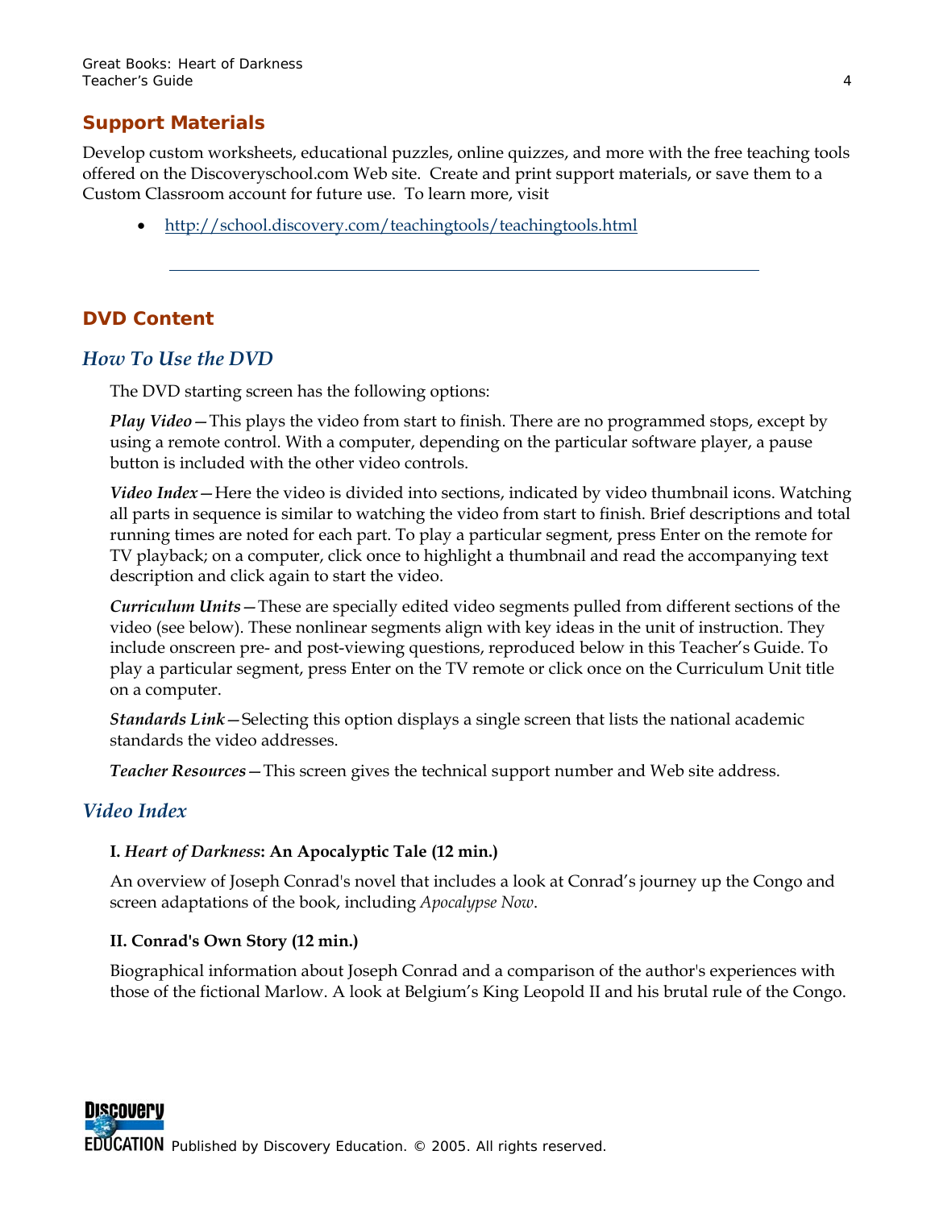## Support Materials

Develop custom worksheets, educational puzzles, online quizzes, and more with the free teaching tools offered on the Discoveryschool.com Web site. Create and print support materials, or save them to a Custom Classroom account for future use. To learn more, visit

- http://school.discovery.com/teachingtools/teachingtools.html

---

## DVD Content

### *How To Use the DVD*

The DVD starting screen has the following options:

***Play Video***—This plays the video from start to finish. There are no programmed stops, except by using a remote control. With a computer, depending on the particular software player, a pause button is included with the other video controls.

***Video Index***—Here the video is divided into sections, indicated by video thumbnail icons. Watching all parts in sequence is similar to watching the video from start to finish. Brief descriptions and total running times are noted for each part. To play a particular segment, press Enter on the remote for TV playback; on a computer, click once to highlight a thumbnail and read the accompanying text description and click again to start the video.

***Curriculum Units***—These are specially edited video segments pulled from different sections of the video (see below). These nonlinear segments align with key ideas in the unit of instruction. They include onscreen pre- and post-viewing questions, reproduced below in this Teacher's Guide. To play a particular segment, press Enter on the TV remote or click once on the Curriculum Unit title on a computer.

***Standards Link***—Selecting this option displays a single screen that lists the national academic standards the video addresses.

***Teacher Resources***—This screen gives the technical support number and Web site address.

### *Video Index*

**I. *Heart of Darkness*: An Apocalyptic Tale (12 min.)**

An overview of Joseph Conrad's novel that includes a look at Conrad's journey up the Congo and screen adaptations of the book, including *Apocalypse Now*.

**II. Conrad's Own Story (12 min.)**

Biographical information about Joseph Conrad and a comparison of the author's experiences with those of the fictional Marlow. A look at Belgium's King Leopold II and his brutal rule of the Congo.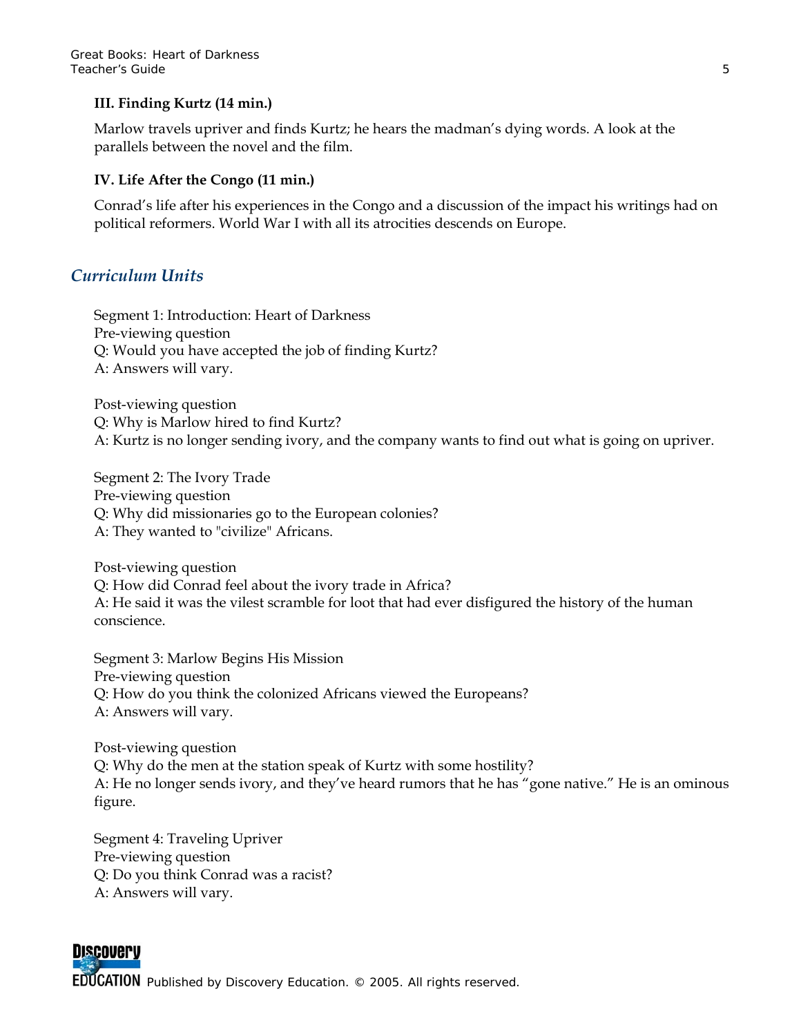**III. Finding Kurtz (14 min.)**

Marlow travels upriver and finds Kurtz; he hears the madman's dying words. A look at the parallels between the novel and the film.

**IV. Life After the Congo (11 min.)**

Conrad's life after his experiences in the Congo and a discussion of the impact his writings had on political reformers. World War I with all its atrocities descends on Europe.

## *Curriculum Units*

Segment 1: Introduction: Heart of Darkness
Pre-viewing question
Q: Would you have accepted the job of finding Kurtz?
A: Answers will vary.

Post-viewing question
Q: Why is Marlow hired to find Kurtz?
A: Kurtz is no longer sending ivory, and the company wants to find out what is going on upriver.

Segment 2: The Ivory Trade
Pre-viewing question
Q: Why did missionaries go to the European colonies?
A: They wanted to "civilize" Africans.

Post-viewing question
Q: How did Conrad feel about the ivory trade in Africa?
A: He said it was the vilest scramble for loot that had ever disfigured the history of the human conscience.

Segment 3: Marlow Begins His Mission
Pre-viewing question
Q: How do you think the colonized Africans viewed the Europeans?
A: Answers will vary.

Post-viewing question
Q: Why do the men at the station speak of Kurtz with some hostility?
A: He no longer sends ivory, and they've heard rumors that he has "gone native." He is an ominous figure.

Segment 4: Traveling Upriver
Pre-viewing question
Q: Do you think Conrad was a racist?
A: Answers will vary.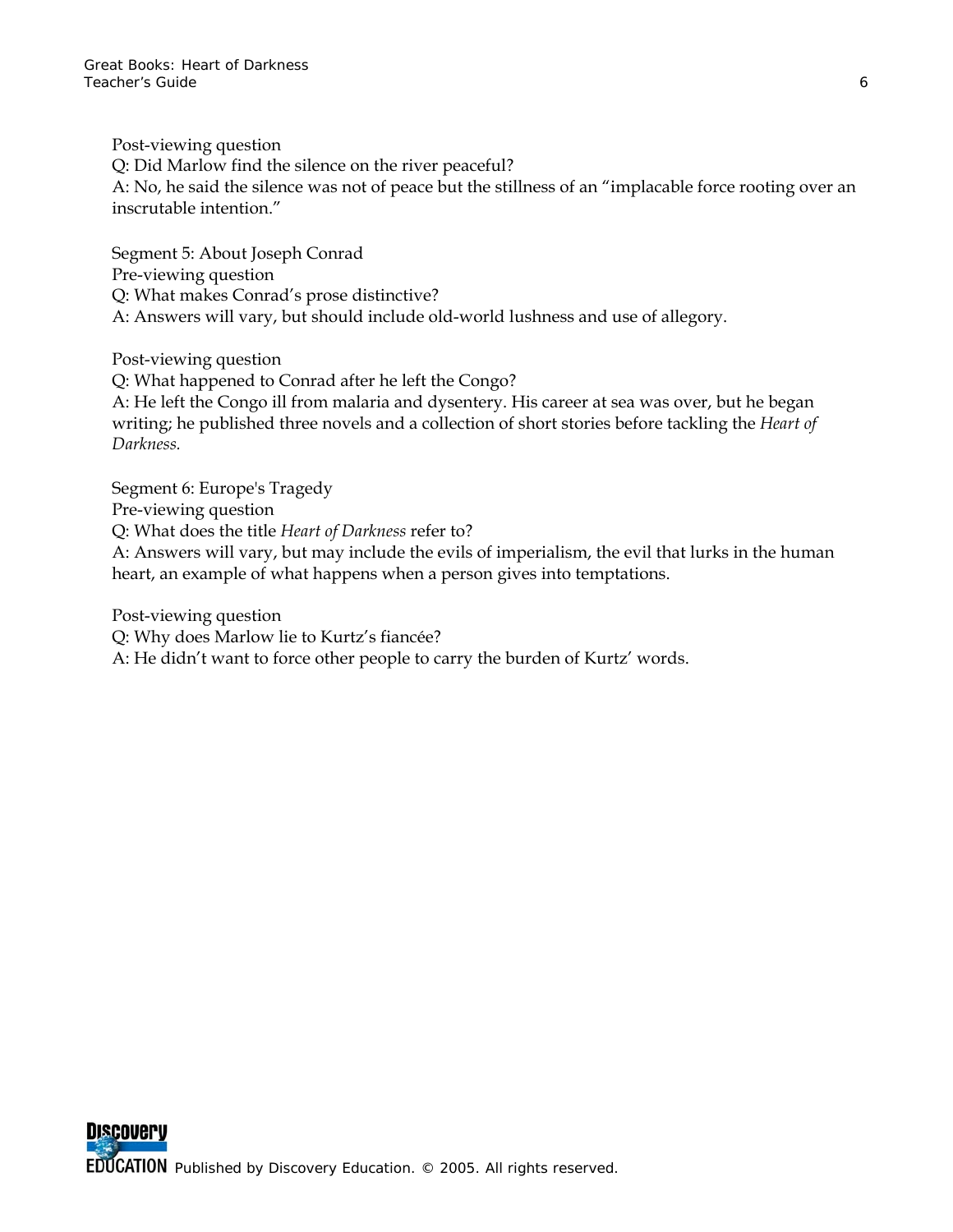Post-viewing question

Q: Did Marlow find the silence on the river peaceful?

A: No, he said the silence was not of peace but the stillness of an "implacable force rooting over an inscrutable intention."

Segment 5: About Joseph Conrad

Pre-viewing question

Q: What makes Conrad's prose distinctive?

A: Answers will vary, but should include old-world lushness and use of allegory.

Post-viewing question

Q: What happened to Conrad after he left the Congo?

A: He left the Congo ill from malaria and dysentery. His career at sea was over, but he began writing; he published three novels and a collection of short stories before tackling the *Heart of Darkness.*

Segment 6: Europe's Tragedy

Pre-viewing question

Q: What does the title *Heart of Darkness* refer to?

A: Answers will vary, but may include the evils of imperialism, the evil that lurks in the human heart, an example of what happens when a person gives into temptations.

Post-viewing question

Q: Why does Marlow lie to Kurtz's fiancée?

A: He didn't want to force other people to carry the burden of Kurtz' words.